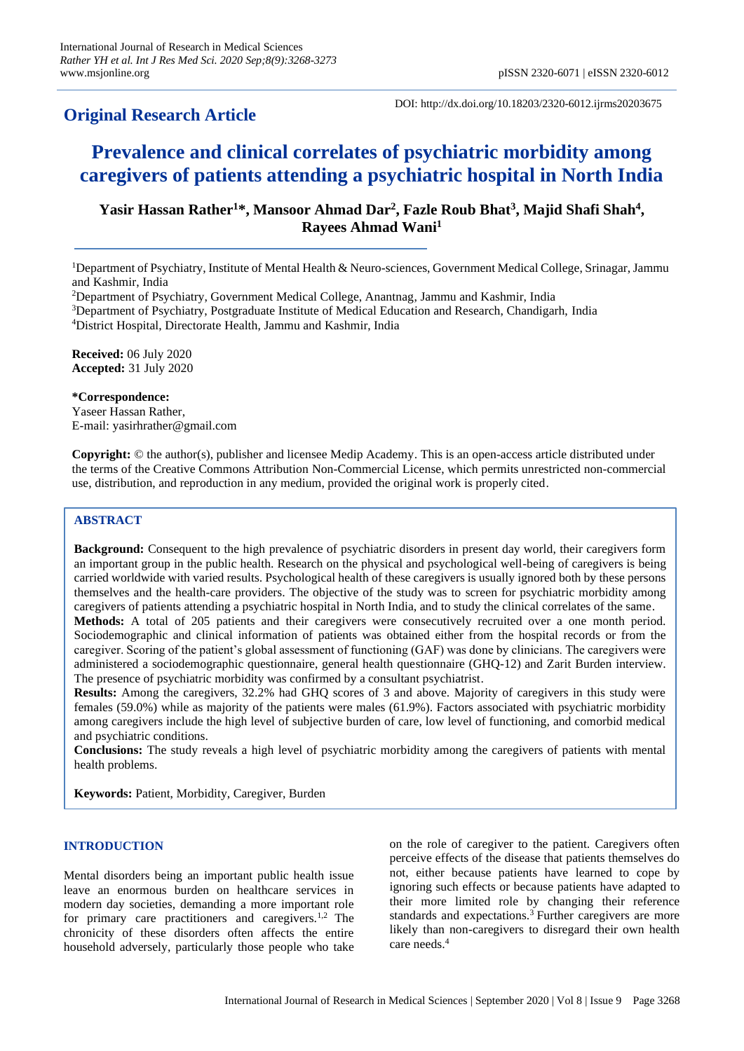## Original Research Article

DOI: http://dx.doi.org/10.18203/2320-6012.ijrms20203675

# Prevalence and clinical correlates of psychiatric morbidity among caregivers of patients attending a psychiatric hospital in North India

**Yasir Hassan Rather[1]\*, Mansoor Ahmad Dar[2], Fazle Roub Bhat[3], Majid Shafi Shah[4], Rayees Ahmad Wani[1]**

[1]Department of Psychiatry, Institute of Mental Health & Neuro-sciences, Government Medical College, Srinagar, Jammu and Kashmir, India

[2]Department of Psychiatry, Government Medical College, Anantnag, Jammu and Kashmir, India

[3]Department of Psychiatry, Postgraduate Institute of Medical Education and Research, Chandigarh, India

[4]District Hospital, Directorate Health, Jammu and Kashmir, India

**Received:** 06 July 2020
**Accepted:** 31 July 2020

**\*Correspondence:**
Yaseer Hassan Rather,
E-mail: yasirhrather@gmail.com

**Copyright:** © the author(s), publisher and licensee Medip Academy. This is an open-access article distributed under the terms of the Creative Commons Attribution Non-Commercial License, which permits unrestricted non-commercial use, distribution, and reproduction in any medium, provided the original work is properly cited.

## ABSTRACT

**Background:** Consequent to the high prevalence of psychiatric disorders in present day world, their caregivers form an important group in the public health. Research on the physical and psychological well-being of caregivers is being carried worldwide with varied results. Psychological health of these caregivers is usually ignored both by these persons themselves and the health-care providers. The objective of the study was to screen for psychiatric morbidity among caregivers of patients attending a psychiatric hospital in North India, and to study the clinical correlates of the same.

**Methods:** A total of 205 patients and their caregivers were consecutively recruited over a one month period. Sociodemographic and clinical information of patients was obtained either from the hospital records or from the caregiver. Scoring of the patient's global assessment of functioning (GAF) was done by clinicians. The caregivers were administered a sociodemographic questionnaire, general health questionnaire (GHQ-12) and Zarit Burden interview. The presence of psychiatric morbidity was confirmed by a consultant psychiatrist.

**Results:** Among the caregivers, 32.2% had GHQ scores of 3 and above. Majority of caregivers in this study were females (59.0%) while as majority of the patients were males (61.9%). Factors associated with psychiatric morbidity among caregivers include the high level of subjective burden of care, low level of functioning, and comorbid medical and psychiatric conditions.

**Conclusions:** The study reveals a high level of psychiatric morbidity among the caregivers of patients with mental health problems.

**Keywords:** Patient, Morbidity, Caregiver, Burden

## INTRODUCTION

Mental disorders being an important public health issue leave an enormous burden on healthcare services in modern day societies, demanding a more important role for primary care practitioners and caregivers.[1,2] The chronicity of these disorders often affects the entire household adversely, particularly those people who take on the role of caregiver to the patient. Caregivers often perceive effects of the disease that patients themselves do not, either because patients have learned to cope by ignoring such effects or because patients have adapted to their more limited role by changing their reference standards and expectations.[3] Further caregivers are more likely than non-caregivers to disregard their own health care needs.[4]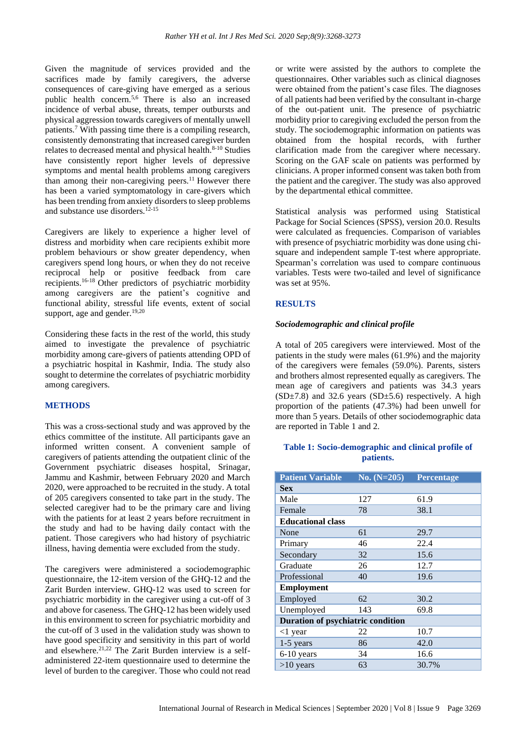Given the magnitude of services provided and the sacrifices made by family caregivers, the adverse consequences of care-giving have emerged as a serious public health concern.[5,6] There is also an increased incidence of verbal abuse, threats, temper outbursts and physical aggression towards caregivers of mentally unwell patients.[7] With passing time there is a compiling research, consistently demonstrating that increased caregiver burden relates to decreased mental and physical health.[8-10] Studies have consistently report higher levels of depressive symptoms and mental health problems among caregivers than among their non-caregiving peers.[11] However there has been a varied symptomatology in care-givers which has been trending from anxiety disorders to sleep problems and substance use disorders.[12-15]

Caregivers are likely to experience a higher level of distress and morbidity when care recipients exhibit more problem behaviours or show greater dependency, when caregivers spend long hours, or when they do not receive reciprocal help or positive feedback from care recipients.[16-18] Other predictors of psychiatric morbidity among caregivers are the patient's cognitive and functional ability, stressful life events, extent of social support, age and gender.[19,20]

Considering these facts in the rest of the world, this study aimed to investigate the prevalence of psychiatric morbidity among care-givers of patients attending OPD of a psychiatric hospital in Kashmir, India. The study also sought to determine the correlates of psychiatric morbidity among caregivers.

## METHODS

This was a cross-sectional study and was approved by the ethics committee of the institute. All participants gave an informed written consent. A convenient sample of caregivers of patients attending the outpatient clinic of the Government psychiatric diseases hospital, Srinagar, Jammu and Kashmir, between February 2020 and March 2020, were approached to be recruited in the study. A total of 205 caregivers consented to take part in the study. The selected caregiver had to be the primary care and living with the patients for at least 2 years before recruitment in the study and had to be having daily contact with the patient. Those caregivers who had history of psychiatric illness, having dementia were excluded from the study.

The caregivers were administered a sociodemographic questionnaire, the 12-item version of the GHQ-12 and the Zarit Burden interview. GHQ-12 was used to screen for psychiatric morbidity in the caregiver using a cut-off of 3 and above for caseness. The GHQ-12 has been widely used in this environment to screen for psychiatric morbidity and the cut-off of 3 used in the validation study was shown to have good specificity and sensitivity in this part of world and elsewhere.[21,22] The Zarit Burden interview is a self-administered 22-item questionnaire used to determine the level of burden to the caregiver. Those who could not read or write were assisted by the authors to complete the questionnaires. Other variables such as clinical diagnoses were obtained from the patient's case files. The diagnoses of all patients had been verified by the consultant in-charge of the out-patient unit. The presence of psychiatric morbidity prior to caregiving excluded the person from the study. The sociodemographic information on patients was obtained from the hospital records, with further clarification made from the caregiver where necessary. Scoring on the GAF scale on patients was performed by clinicians. A proper informed consent was taken both from the patient and the caregiver. The study was also approved by the departmental ethical committee.

Statistical analysis was performed using Statistical Package for Social Sciences (SPSS), version 20.0. Results were calculated as frequencies. Comparison of variables with presence of psychiatric morbidity was done using chi-square and independent sample T-test where appropriate. Spearman's correlation was used to compare continuous variables. Tests were two-tailed and level of significance was set at 95%.

## RESULTS

### *Sociodemographic and clinical profile*

A total of 205 caregivers were interviewed. Most of the patients in the study were males (61.9%) and the majority of the caregivers were females (59.0%). Parents, sisters and brothers almost represented equally as caregivers. The mean age of caregivers and patients was 34.3 years (SD±7.8) and 32.6 years (SD±5.6) respectively. A high proportion of the patients (47.3%) had been unwell for more than 5 years. Details of other sociodemographic data are reported in Table 1 and 2.

**Table 1: Socio-demographic and clinical profile of patients.**

| Patient Variable | No. (N=205) | Percentage |
|---|---|---|
| **Sex** | | |
| Male | 127 | 61.9 |
| Female | 78 | 38.1 |
| **Educational class** | | |
| None | 61 | 29.7 |
| Primary | 46 | 22.4 |
| Secondary | 32 | 15.6 |
| Graduate | 26 | 12.7 |
| Professional | 40 | 19.6 |
| **Employment** | | |
| Employed | 62 | 30.2 |
| Unemployed | 143 | 69.8 |
| **Duration of psychiatric condition** | | |
| <1 year | 22 | 10.7 |
| 1-5 years | 86 | 42.0 |
| 6-10 years | 34 | 16.6 |
| >10 years | 63 | 30.7% |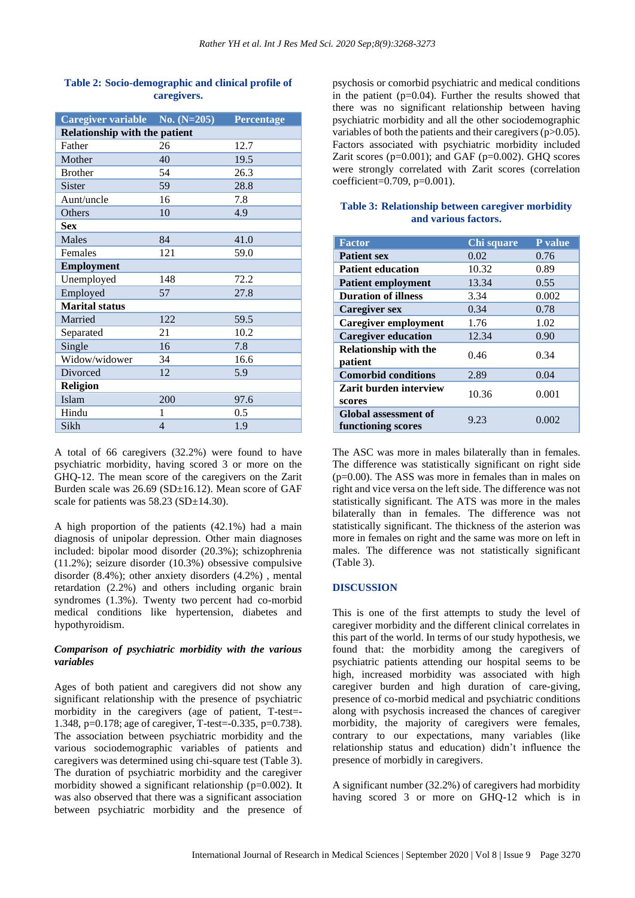**Table 2: Socio-demographic and clinical profile of caregivers.**

| Caregiver variable | No. (N=205) | Percentage |
|---|---|---|
| **Relationship with the patient** | | |
| Father | 26 | 12.7 |
| Mother | 40 | 19.5 |
| Brother | 54 | 26.3 |
| Sister | 59 | 28.8 |
| Aunt/uncle | 16 | 7.8 |
| Others | 10 | 4.9 |
| **Sex** | | |
| Males | 84 | 41.0 |
| Females | 121 | 59.0 |
| **Employment** | | |
| Unemployed | 148 | 72.2 |
| Employed | 57 | 27.8 |
| **Marital status** | | |
| Married | 122 | 59.5 |
| Separated | 21 | 10.2 |
| Single | 16 | 7.8 |
| Widow/widower | 34 | 16.6 |
| Divorced | 12 | 5.9 |
| **Religion** | | |
| Islam | 200 | 97.6 |
| Hindu | 1 | 0.5 |
| Sikh | 4 | 1.9 |

A total of 66 caregivers (32.2%) were found to have psychiatric morbidity, having scored 3 or more on the GHQ-12. The mean score of the caregivers on the Zarit Burden scale was 26.69 (SD±16.12). Mean score of GAF scale for patients was 58.23 (SD±14.30).

A high proportion of the patients (42.1%) had a main diagnosis of unipolar depression. Other main diagnoses included: bipolar mood disorder (20.3%); schizophrenia (11.2%); seizure disorder (10.3%) obsessive compulsive disorder (8.4%); other anxiety disorders (4.2%) , mental retardation (2.2%) and others including organic brain syndromes (1.3%). Twenty two percent had co-morbid medical conditions like hypertension, diabetes and hypothyroidism.

***Comparison of psychiatric morbidity with the various variables***

Ages of both patient and caregivers did not show any significant relationship with the presence of psychiatric morbidity in the caregivers (age of patient, T-test=-1.348, p=0.178; age of caregiver, T-test=-0.335, p=0.738). The association between psychiatric morbidity and the various sociodemographic variables of patients and caregivers was determined using chi-square test (Table 3). The duration of psychiatric morbidity and the caregiver morbidity showed a significant relationship (p=0.002). It was also observed that there was a significant association between psychiatric morbidity and the presence of psychosis or comorbid psychiatric and medical conditions in the patient (p=0.04). Further the results showed that there was no significant relationship between having psychiatric morbidity and all the other sociodemographic variables of both the patients and their caregivers (p>0.05). Factors associated with psychiatric morbidity included Zarit scores (p=0.001); and GAF (p=0.002). GHQ scores were strongly correlated with Zarit scores (correlation coefficient=0.709, p=0.001).

**Table 3: Relationship between caregiver morbidity and various factors.**

| Factor | Chi square | P value |
|---|---|---|
| **Patient sex** | 0.02 | 0.76 |
| **Patient education** | 10.32 | 0.89 |
| **Patient employment** | 13.34 | 0.55 |
| **Duration of illness** | 3.34 | 0.002 |
| **Caregiver sex** | 0.34 | 0.78 |
| **Caregiver employment** | 1.76 | 1.02 |
| **Caregiver education** | 12.34 | 0.90 |
| **Relationship with the patient** | 0.46 | 0.34 |
| **Comorbid conditions** | 2.89 | 0.04 |
| **Zarit burden interview scores** | 10.36 | 0.001 |
| **Global assessment of functioning scores** | 9.23 | 0.002 |

The ASC was more in males bilaterally than in females. The difference was statistically significant on right side (p=0.00). The ASS was more in females than in males on right and vice versa on the left side. The difference was not statistically significant. The ATS was more in the males bilaterally than in females. The difference was not statistically significant. The thickness of the asterion was more in females on right and the same was more on left in males. The difference was not statistically significant (Table 3).

## DISCUSSION

This is one of the first attempts to study the level of caregiver morbidity and the different clinical correlates in this part of the world. In terms of our study hypothesis, we found that: the morbidity among the caregivers of psychiatric patients attending our hospital seems to be high, increased morbidity was associated with high caregiver burden and high duration of care-giving, presence of co-morbid medical and psychiatric conditions along with psychosis increased the chances of caregiver morbidity, the majority of caregivers were females, contrary to our expectations, many variables (like relationship status and education) didn't influence the presence of morbidly in caregivers.

A significant number (32.2%) of caregivers had morbidity having scored 3 or more on GHQ-12 which is in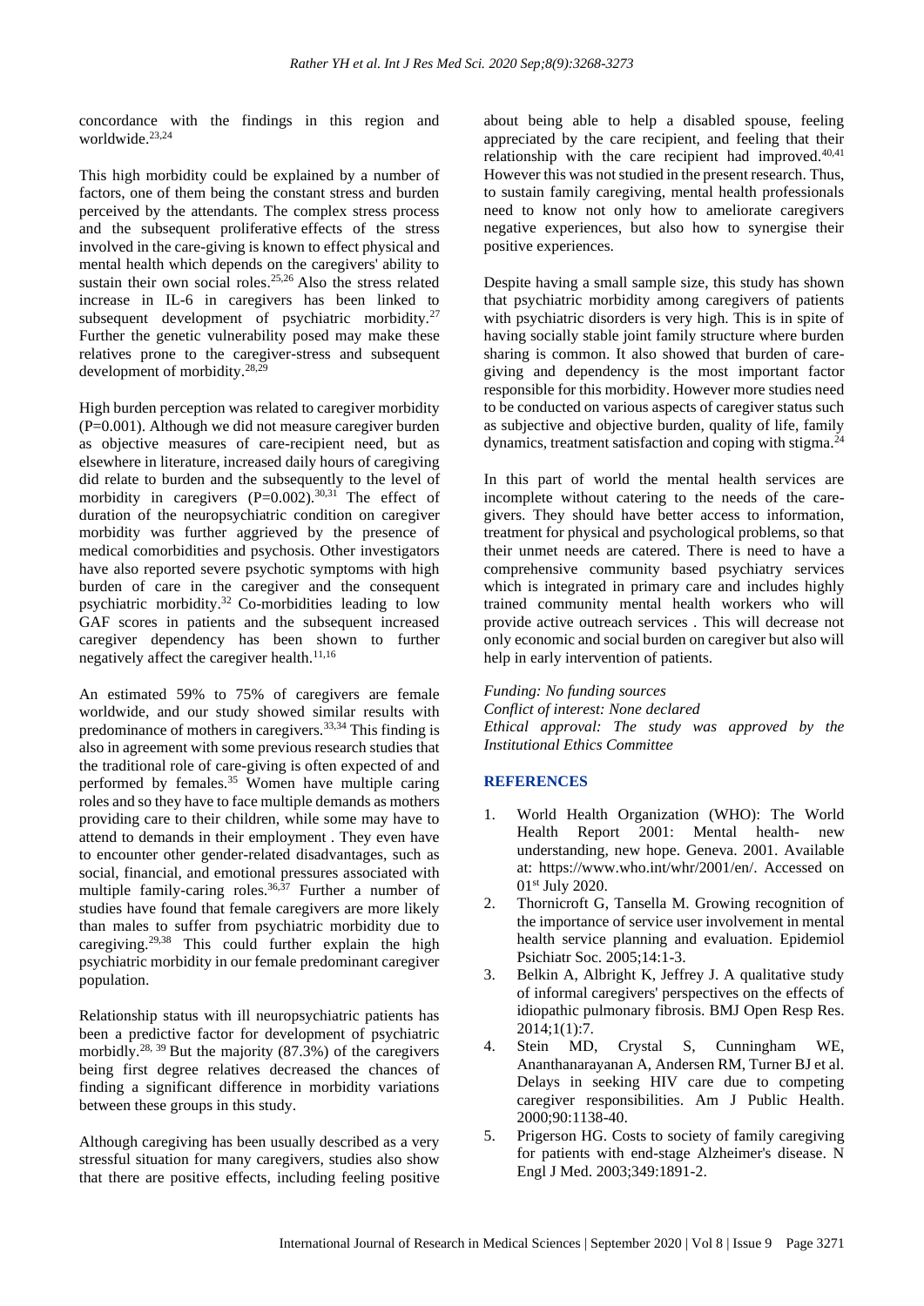concordance with the findings in this region and worldwide.[23,24]

This high morbidity could be explained by a number of factors, one of them being the constant stress and burden perceived by the attendants. The complex stress process and the subsequent proliferative effects of the stress involved in the care-giving is known to effect physical and mental health which depends on the caregivers' ability to sustain their own social roles.[25,26] Also the stress related increase in IL-6 in caregivers has been linked to subsequent development of psychiatric morbidity.[27] Further the genetic vulnerability posed may make these relatives prone to the caregiver-stress and subsequent development of morbidity.[28,29]

High burden perception was related to caregiver morbidity (P=0.001). Although we did not measure caregiver burden as objective measures of care-recipient need, but as elsewhere in literature, increased daily hours of caregiving did relate to burden and the subsequently to the level of morbidity in caregivers (P=0.002).[30,31] The effect of duration of the neuropsychiatric condition on caregiver morbidity was further aggrieved by the presence of medical comorbidities and psychosis. Other investigators have also reported severe psychotic symptoms with high burden of care in the caregiver and the consequent psychiatric morbidity.[32] Co-morbidities leading to low GAF scores in patients and the subsequent increased caregiver dependency has been shown to further negatively affect the caregiver health.[11,16]

An estimated 59% to 75% of caregivers are female worldwide, and our study showed similar results with predominance of mothers in caregivers.[33,34] This finding is also in agreement with some previous research studies that the traditional role of care-giving is often expected of and performed by females.[35] Women have multiple caring roles and so they have to face multiple demands as mothers providing care to their children, while some may have to attend to demands in their employment . They even have to encounter other gender-related disadvantages, such as social, financial, and emotional pressures associated with multiple family-caring roles.[36,37] Further a number of studies have found that female caregivers are more likely than males to suffer from psychiatric morbidity due to caregiving.[29,38] This could further explain the high psychiatric morbidity in our female predominant caregiver population.

Relationship status with ill neuropsychiatric patients has been a predictive factor for development of psychiatric morbidly.[28, 39] But the majority (87.3%) of the caregivers being first degree relatives decreased the chances of finding a significant difference in morbidity variations between these groups in this study.

Although caregiving has been usually described as a very stressful situation for many caregivers, studies also show that there are positive effects, including feeling positive about being able to help a disabled spouse, feeling appreciated by the care recipient, and feeling that their relationship with the care recipient had improved.[40,41] However this was not studied in the present research. Thus, to sustain family caregiving, mental health professionals need to know not only how to ameliorate caregivers negative experiences, but also how to synergise their positive experiences.

Despite having a small sample size, this study has shown that psychiatric morbidity among caregivers of patients with psychiatric disorders is very high. This is in spite of having socially stable joint family structure where burden sharing is common. It also showed that burden of care-giving and dependency is the most important factor responsible for this morbidity. However more studies need to be conducted on various aspects of caregiver status such as subjective and objective burden, quality of life, family dynamics, treatment satisfaction and coping with stigma.[24]

In this part of world the mental health services are incomplete without catering to the needs of the care-givers. They should have better access to information, treatment for physical and psychological problems, so that their unmet needs are catered. There is need to have a comprehensive community based psychiatry services which is integrated in primary care and includes highly trained community mental health workers who will provide active outreach services . This will decrease not only economic and social burden on caregiver but also will help in early intervention of patients.

*Funding: No funding sources*
*Conflict of interest: None declared*
*Ethical approval: The study was approved by the Institutional Ethics Committee*

## REFERENCES

1. World Health Organization (WHO): The World Health Report 2001: Mental health- new understanding, new hope. Geneva. 2001. Available at: https://www.who.int/whr/2001/en/. Accessed on 01st July 2020.
2. Thornicroft G, Tansella M. Growing recognition of the importance of service user involvement in mental health service planning and evaluation. Epidemiol Psichiatr Soc. 2005;14:1-3.
3. Belkin A, Albright K, Jeffrey J. A qualitative study of informal caregivers' perspectives on the effects of idiopathic pulmonary fibrosis. BMJ Open Resp Res. 2014;1(1):7.
4. Stein MD, Crystal S, Cunningham WE, Ananthanarayanan A, Andersen RM, Turner BJ et al. Delays in seeking HIV care due to competing caregiver responsibilities. Am J Public Health. 2000;90:1138-40.
5. Prigerson HG. Costs to society of family caregiving for patients with end-stage Alzheimer's disease. N Engl J Med. 2003;349:1891-2.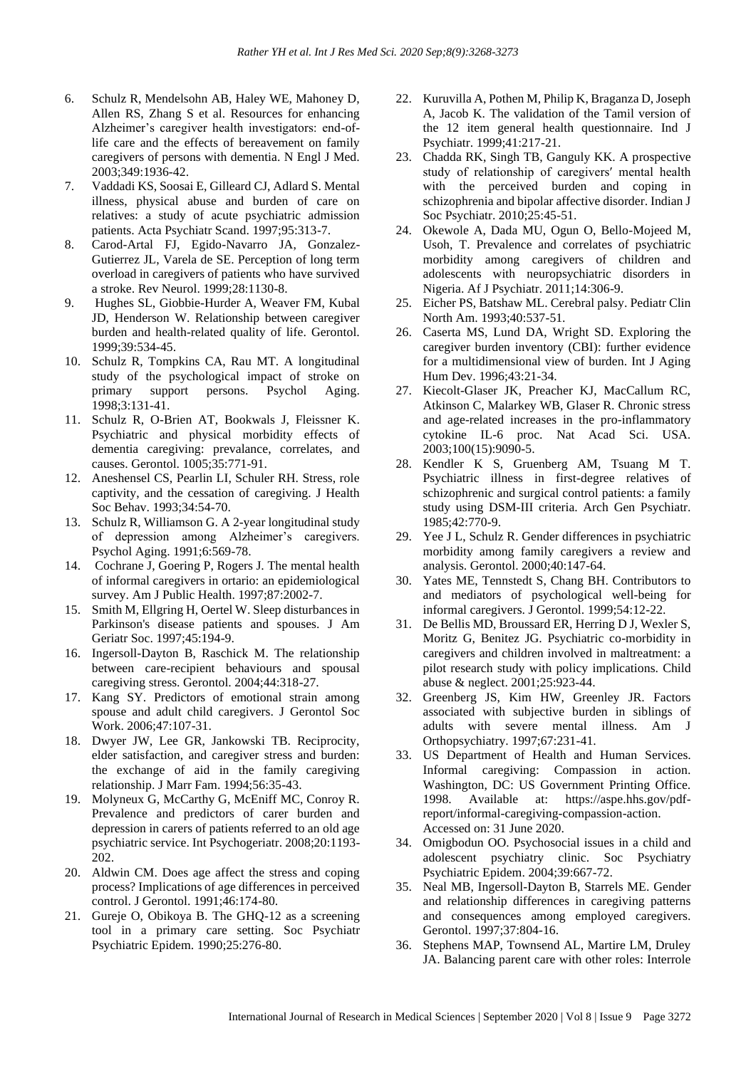6. Schulz R, Mendelsohn AB, Haley WE, Mahoney D, Allen RS, Zhang S et al. Resources for enhancing Alzheimer's caregiver health investigators: end-of-life care and the effects of bereavement on family caregivers of persons with dementia. N Engl J Med. 2003;349:1936-42.
7. Vaddadi KS, Soosai E, Gilleard CJ, Adlard S. Mental illness, physical abuse and burden of care on relatives: a study of acute psychiatric admission patients. Acta Psychiatr Scand. 1997;95:313-7.
8. Carod-Artal FJ, Egido-Navarro JA, Gonzalez-Gutierrez JL, Varela de SE. Perception of long term overload in caregivers of patients who have survived a stroke. Rev Neurol. 1999;28:1130-8.
9. Hughes SL, Giobbie-Hurder A, Weaver FM, Kubal JD, Henderson W. Relationship between caregiver burden and health-related quality of life. Gerontol. 1999;39:534-45.
10. Schulz R, Tompkins CA, Rau MT. A longitudinal study of the psychological impact of stroke on primary support persons. Psychol Aging. 1998;3:131-41.
11. Schulz R, O-Brien AT, Bookwals J, Fleissner K. Psychiatric and physical morbidity effects of dementia caregiving: prevalance, correlates, and causes. Gerontol. 1005;35:771-91.
12. Aneshensel CS, Pearlin LI, Schuler RH. Stress, role captivity, and the cessation of caregiving. J Health Soc Behav. 1993;34:54-70.
13. Schulz R, Williamson G. A 2-year longitudinal study of depression among Alzheimer's caregivers. Psychol Aging. 1991;6:569-78.
14. Cochrane J, Goering P, Rogers J. The mental health of informal caregivers in ortario: an epidemiological survey. Am J Public Health. 1997;87:2002-7.
15. Smith M, Ellgring H, Oertel W. Sleep disturbances in Parkinson's disease patients and spouses. J Am Geriatr Soc. 1997;45:194-9.
16. Ingersoll-Dayton B, Raschick M. The relationship between care-recipient behaviours and spousal caregiving stress. Gerontol. 2004;44:318-27.
17. Kang SY. Predictors of emotional strain among spouse and adult child caregivers. J Gerontol Soc Work. 2006;47:107-31.
18. Dwyer JW, Lee GR, Jankowski TB. Reciprocity, elder satisfaction, and caregiver stress and burden: the exchange of aid in the family caregiving relationship. J Marr Fam. 1994;56:35-43.
19. Molyneux G, McCarthy G, McEniff MC, Conroy R. Prevalence and predictors of carer burden and depression in carers of patients referred to an old age psychiatric service. Int Psychogeriatr. 2008;20:1193-202.
20. Aldwin CM. Does age affect the stress and coping process? Implications of age differences in perceived control. J Gerontol. 1991;46:174-80.
21. Gureje O, Obikoya B. The GHQ-12 as a screening tool in a primary care setting. Soc Psychiatr Psychiatric Epidem. 1990;25:276-80.
22. Kuruvilla A, Pothen M, Philip K, Braganza D, Joseph A, Jacob K. The validation of the Tamil version of the 12 item general health questionnaire. Ind J Psychiatr. 1999;41:217-21.
23. Chadda RK, Singh TB, Ganguly KK. A prospective study of relationship of caregivers′ mental health with the perceived burden and coping in schizophrenia and bipolar affective disorder. Indian J Soc Psychiatr. 2010;25:45-51.
24. Okewole A, Dada MU, Ogun O, Bello-Mojeed M, Usoh, T. Prevalence and correlates of psychiatric morbidity among caregivers of children and adolescents with neuropsychiatric disorders in Nigeria. Af J Psychiatr. 2011;14:306-9.
25. Eicher PS, Batshaw ML. Cerebral palsy. Pediatr Clin North Am. 1993;40:537-51.
26. Caserta MS, Lund DA, Wright SD. Exploring the caregiver burden inventory (CBI): further evidence for a multidimensional view of burden. Int J Aging Hum Dev. 1996;43:21-34.
27. Kiecolt-Glaser JK, Preacher KJ, MacCallum RC, Atkinson C, Malarkey WB, Glaser R. Chronic stress and age-related increases in the pro-inflammatory cytokine IL-6 proc. Nat Acad Sci. USA. 2003;100(15):9090-5.
28. Kendler K S, Gruenberg AM, Tsuang M T. Psychiatric illness in first-degree relatives of schizophrenic and surgical control patients: a family study using DSM-III criteria. Arch Gen Psychiatr. 1985;42:770-9.
29. Yee J L, Schulz R. Gender differences in psychiatric morbidity among family caregivers a review and analysis. Gerontol. 2000;40:147-64.
30. Yates ME, Tennstedt S, Chang BH. Contributors to and mediators of psychological well-being for informal caregivers. J Gerontol. 1999;54:12-22.
31. De Bellis MD, Broussard ER, Herring D J, Wexler S, Moritz G, Benitez JG. Psychiatric co-morbidity in caregivers and children involved in maltreatment: a pilot research study with policy implications. Child abuse & neglect. 2001;25:923-44.
32. Greenberg JS, Kim HW, Greenley JR. Factors associated with subjective burden in siblings of adults with severe mental illness. Am J Orthopsychiatry. 1997;67:231-41.
33. US Department of Health and Human Services. Informal caregiving: Compassion in action. Washington, DC: US Government Printing Office. 1998. Available at: https://aspe.hhs.gov/pdf-report/informal-caregiving-compassion-action. Accessed on: 31 June 2020.
34. Omigbodun OO. Psychosocial issues in a child and adolescent psychiatry clinic. Soc Psychiatry Psychiatric Epidem. 2004;39:667-72.
35. Neal MB, Ingersoll-Dayton B, Starrels ME. Gender and relationship differences in caregiving patterns and consequences among employed caregivers. Gerontol. 1997;37:804-16.
36. Stephens MAP, Townsend AL, Martire LM, Druley JA. Balancing parent care with other roles: Interrole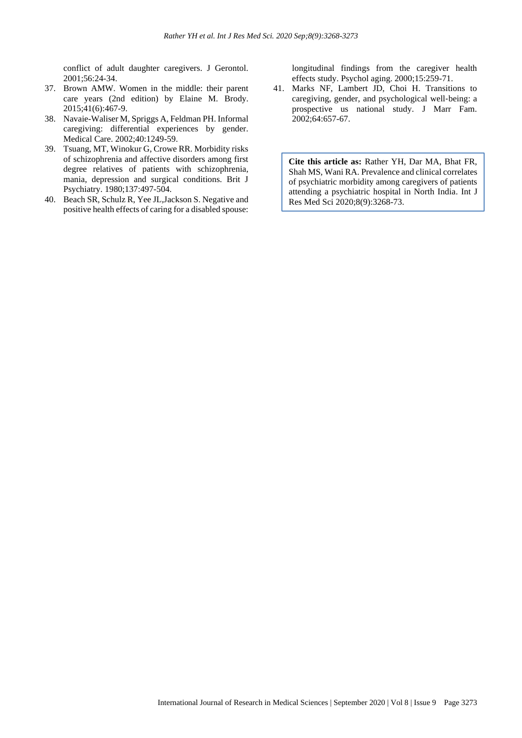conflict of adult daughter caregivers. J Gerontol. 2001;56:24-34.

37. Brown AMW. Women in the middle: their parent care years (2nd edition) by Elaine M. Brody. 2015;41(6):467-9.
38. Navaie-Waliser M, Spriggs A, Feldman PH. Informal caregiving: differential experiences by gender. Medical Care. 2002;40:1249-59.
39. Tsuang, MT, Winokur G, Crowe RR. Morbidity risks of schizophrenia and affective disorders among first degree relatives of patients with schizophrenia, mania, depression and surgical conditions. Brit J Psychiatry. 1980;137:497-504.
40. Beach SR, Schulz R, Yee JL,Jackson S. Negative and positive health effects of caring for a disabled spouse: longitudinal findings from the caregiver health effects study. Psychol aging. 2000;15:259-71.
41. Marks NF, Lambert JD, Choi H. Transitions to caregiving, gender, and psychological well-being: a prospective us national study. J Marr Fam. 2002;64:657-67.

**Cite this article as:** Rather YH, Dar MA, Bhat FR, Shah MS, Wani RA. Prevalence and clinical correlates of psychiatric morbidity among caregivers of patients attending a psychiatric hospital in North India. Int J Res Med Sci 2020;8(9):3268-73.